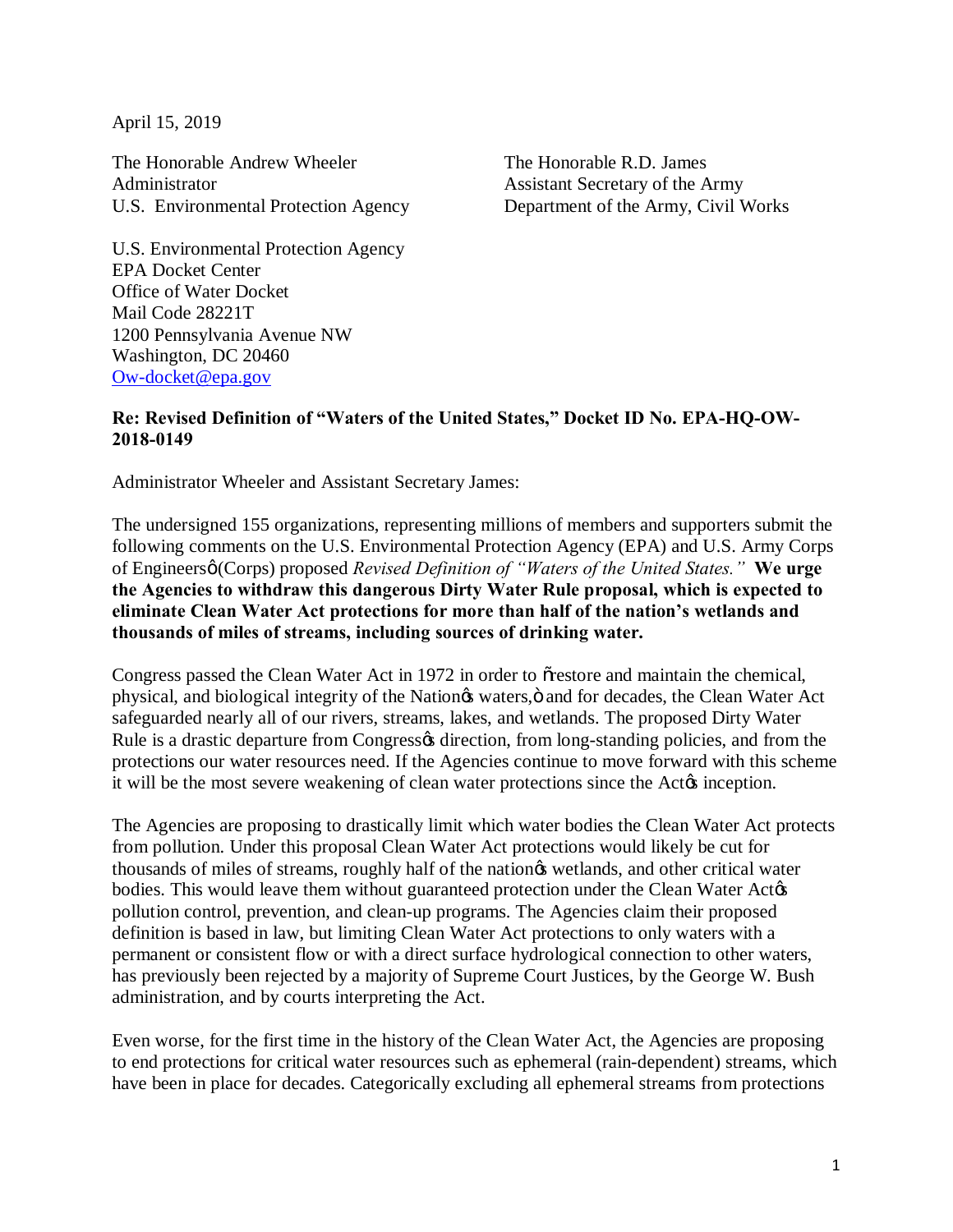April 15, 2019

The Honorable Andrew Wheeler
Administrator
U.S. Environmental Protection Agency

The Honorable R.D. James
Assistant Secretary of the Army
Department of the Army, Civil Works

U.S. Environmental Protection Agency
EPA Docket Center
Office of Water Docket
Mail Code 28221T
1200 Pennsylvania Avenue NW
Washington, DC 20460
Ow-docket@epa.gov

**Re: Revised Definition of "Waters of the United States," Docket ID No. EPA-HQ-OW-2018-0149**

Administrator Wheeler and Assistant Secretary James:

The undersigned 155 organizations, representing millions of members and supporters submit the following comments on the U.S. Environmental Protection Agency (EPA) and U.S. Army Corps of Engineers' (Corps) proposed *Revised Definition of "Waters of the United States."* **We urge the Agencies to withdraw this dangerous Dirty Water Rule proposal, which is expected to eliminate Clean Water Act protections for more than half of the nation's wetlands and thousands of miles of streams, including sources of drinking water.**

Congress passed the Clean Water Act in 1972 in order to "restore and maintain the chemical, physical, and biological integrity of the Nation's waters," and for decades, the Clean Water Act safeguarded nearly all of our rivers, streams, lakes, and wetlands. The proposed Dirty Water Rule is a drastic departure from Congress's direction, from long-standing policies, and from the protections our water resources need. If the Agencies continue to move forward with this scheme it will be the most severe weakening of clean water protections since the Act's inception.

The Agencies are proposing to drastically limit which water bodies the Clean Water Act protects from pollution. Under this proposal Clean Water Act protections would likely be cut for thousands of miles of streams, roughly half of the nation's wetlands, and other critical water bodies. This would leave them without guaranteed protection under the Clean Water Act's pollution control, prevention, and clean-up programs. The Agencies claim their proposed definition is based in law, but limiting Clean Water Act protections to only waters with a permanent or consistent flow or with a direct surface hydrological connection to other waters, has previously been rejected by a majority of Supreme Court Justices, by the George W. Bush administration, and by courts interpreting the Act.

Even worse, for the first time in the history of the Clean Water Act, the Agencies are proposing to end protections for critical water resources such as ephemeral (rain-dependent) streams, which have been in place for decades. Categorically excluding all ephemeral streams from protections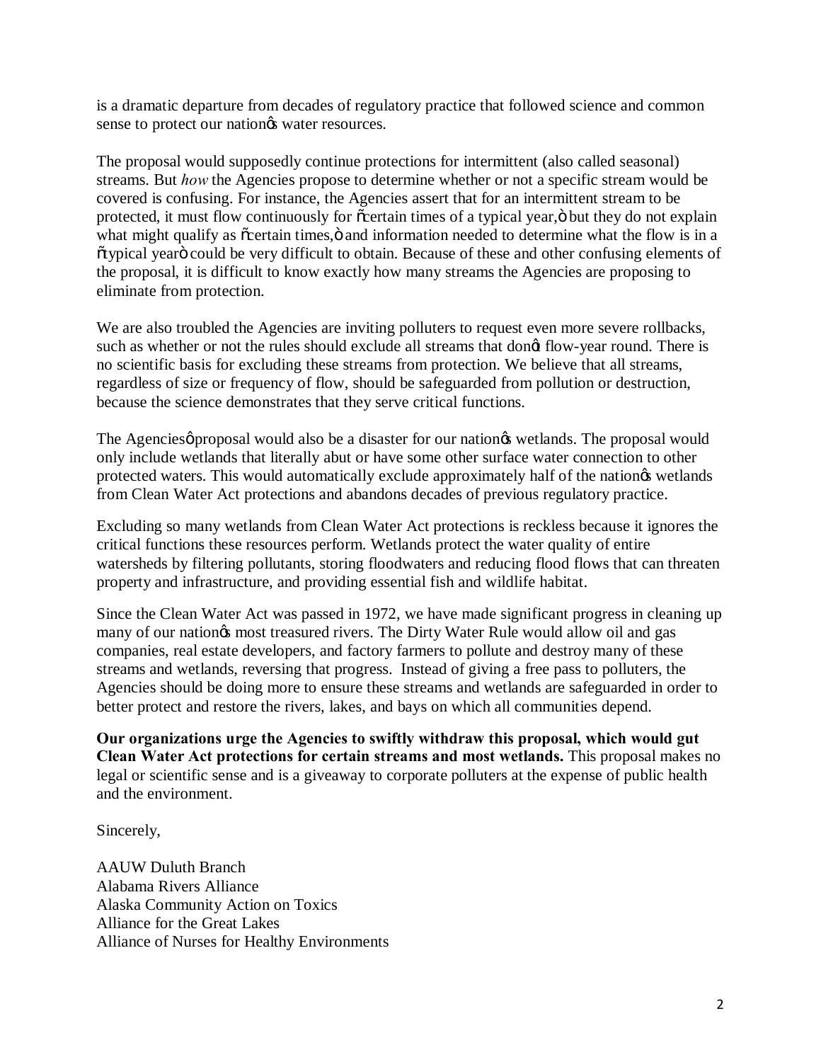is a dramatic departure from decades of regulatory practice that followed science and common sense to protect our nation's water resources.

The proposal would supposedly continue protections for intermittent (also called seasonal) streams. But *how* the Agencies propose to determine whether or not a specific stream would be covered is confusing. For instance, the Agencies assert that for an intermittent stream to be protected, it must flow continuously for "certain times of a typical year," but they do not explain what might qualify as "certain times," and information needed to determine what the flow is in a "typical year" could be very difficult to obtain. Because of these and other confusing elements of the proposal, it is difficult to know exactly how many streams the Agencies are proposing to eliminate from protection.

We are also troubled the Agencies are inviting polluters to request even more severe rollbacks, such as whether or not the rules should exclude all streams that don't flow-year round. There is no scientific basis for excluding these streams from protection. We believe that all streams, regardless of size or frequency of flow, should be safeguarded from pollution or destruction, because the science demonstrates that they serve critical functions.

The Agencies' proposal would also be a disaster for our nation's wetlands. The proposal would only include wetlands that literally abut or have some other surface water connection to other protected waters. This would automatically exclude approximately half of the nation's wetlands from Clean Water Act protections and abandons decades of previous regulatory practice.

Excluding so many wetlands from Clean Water Act protections is reckless because it ignores the critical functions these resources perform. Wetlands protect the water quality of entire watersheds by filtering pollutants, storing floodwaters and reducing flood flows that can threaten property and infrastructure, and providing essential fish and wildlife habitat.

Since the Clean Water Act was passed in 1972, we have made significant progress in cleaning up many of our nation's most treasured rivers. The Dirty Water Rule would allow oil and gas companies, real estate developers, and factory farmers to pollute and destroy many of these streams and wetlands, reversing that progress. Instead of giving a free pass to polluters, the Agencies should be doing more to ensure these streams and wetlands are safeguarded in order to better protect and restore the rivers, lakes, and bays on which all communities depend.

**Our organizations urge the Agencies to swiftly withdraw this proposal, which would gut Clean Water Act protections for certain streams and most wetlands.** This proposal makes no legal or scientific sense and is a giveaway to corporate polluters at the expense of public health and the environment.

Sincerely,

AAUW Duluth Branch
Alabama Rivers Alliance
Alaska Community Action on Toxics
Alliance for the Great Lakes
Alliance of Nurses for Healthy Environments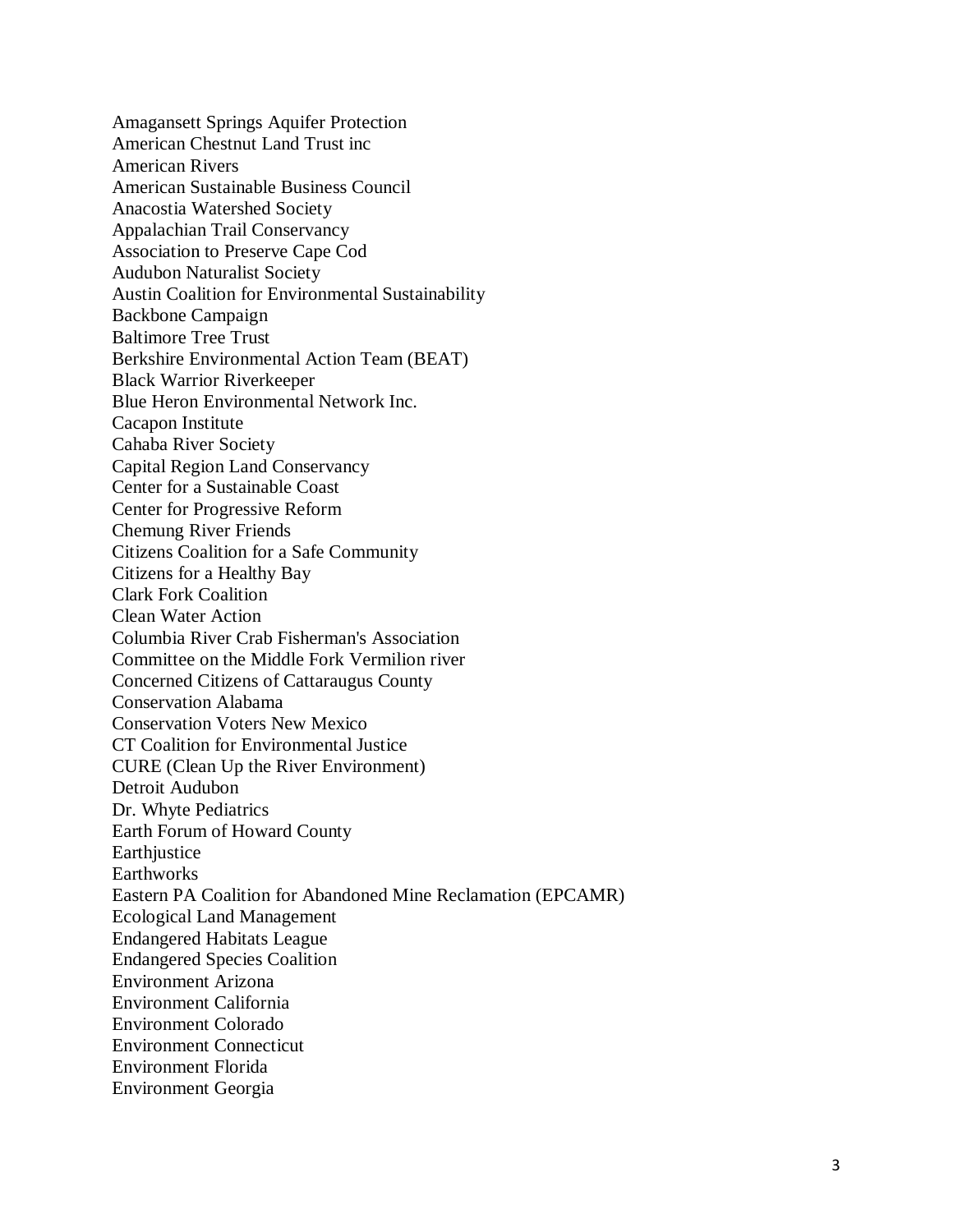Amagansett Springs Aquifer Protection
American Chestnut Land Trust inc
American Rivers
American Sustainable Business Council
Anacostia Watershed Society
Appalachian Trail Conservancy
Association to Preserve Cape Cod
Audubon Naturalist Society
Austin Coalition for Environmental Sustainability
Backbone Campaign
Baltimore Tree Trust
Berkshire Environmental Action Team (BEAT)
Black Warrior Riverkeeper
Blue Heron Environmental Network Inc.
Cacapon Institute
Cahaba River Society
Capital Region Land Conservancy
Center for a Sustainable Coast
Center for Progressive Reform
Chemung River Friends
Citizens Coalition for a Safe Community
Citizens for a Healthy Bay
Clark Fork Coalition
Clean Water Action
Columbia River Crab Fisherman's Association
Committee on the Middle Fork Vermilion river
Concerned Citizens of Cattaraugus County
Conservation Alabama
Conservation Voters New Mexico
CT Coalition for Environmental Justice
CURE (Clean Up the River Environment)
Detroit Audubon
Dr. Whyte Pediatrics
Earth Forum of Howard County
Earthjustice
Earthworks
Eastern PA Coalition for Abandoned Mine Reclamation (EPCAMR)
Ecological Land Management
Endangered Habitats League
Endangered Species Coalition
Environment Arizona
Environment California
Environment Colorado
Environment Connecticut
Environment Florida
Environment Georgia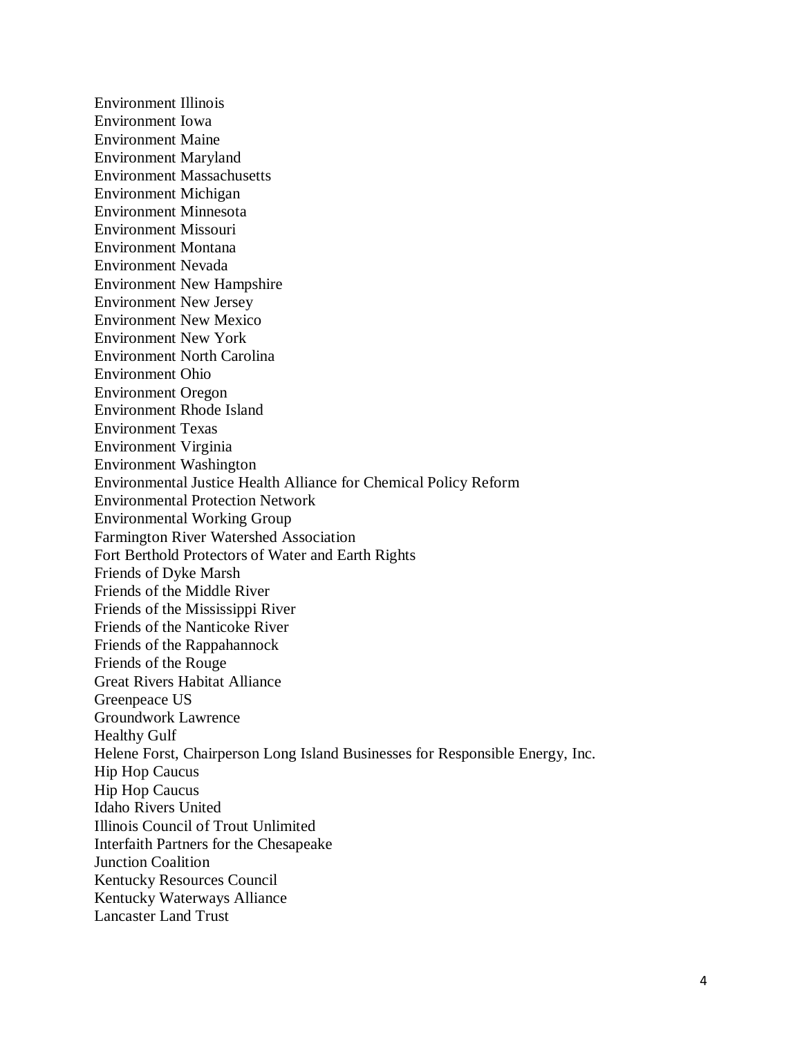Environment Illinois
Environment Iowa
Environment Maine
Environment Maryland
Environment Massachusetts
Environment Michigan
Environment Minnesota
Environment Missouri
Environment Montana
Environment Nevada
Environment New Hampshire
Environment New Jersey
Environment New Mexico
Environment New York
Environment North Carolina
Environment Ohio
Environment Oregon
Environment Rhode Island
Environment Texas
Environment Virginia
Environment Washington
Environmental Justice Health Alliance for Chemical Policy Reform
Environmental Protection Network
Environmental Working Group
Farmington River Watershed Association
Fort Berthold Protectors of Water and Earth Rights
Friends of Dyke Marsh
Friends of the Middle River
Friends of the Mississippi River
Friends of the Nanticoke River
Friends of the Rappahannock
Friends of the Rouge
Great Rivers Habitat Alliance
Greenpeace US
Groundwork Lawrence
Healthy Gulf
Helene Forst, Chairperson Long Island Businesses for Responsible Energy, Inc.
Hip Hop Caucus
Hip Hop Caucus
Idaho Rivers United
Illinois Council of Trout Unlimited
Interfaith Partners for the Chesapeake
Junction Coalition
Kentucky Resources Council
Kentucky Waterways Alliance
Lancaster Land Trust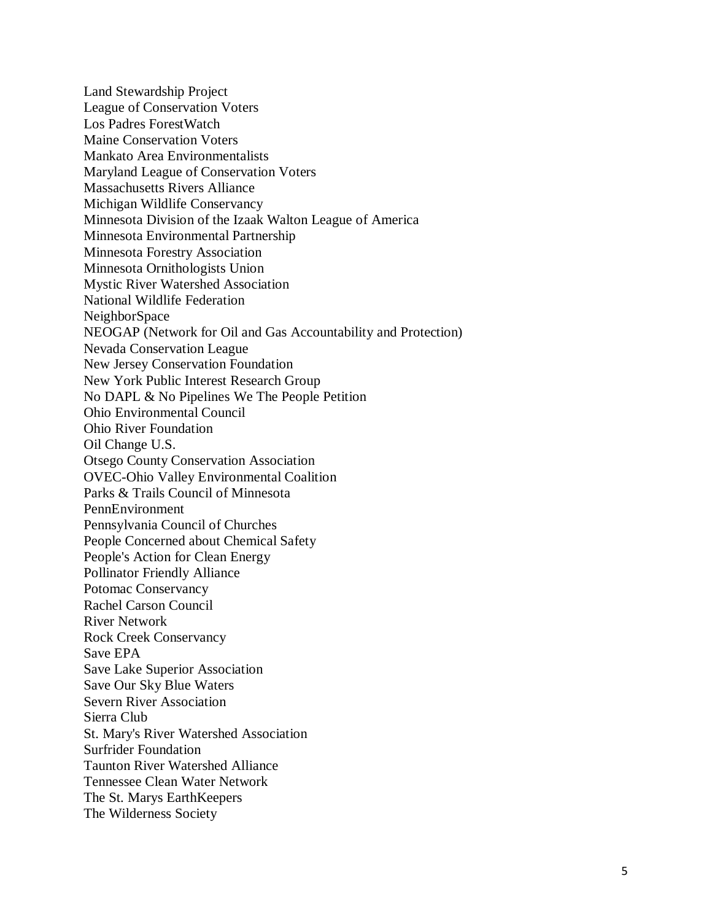Land Stewardship Project
League of Conservation Voters
Los Padres ForestWatch
Maine Conservation Voters
Mankato Area Environmentalists
Maryland League of Conservation Voters
Massachusetts Rivers Alliance
Michigan Wildlife Conservancy
Minnesota Division of the Izaak Walton League of America
Minnesota Environmental Partnership
Minnesota Forestry Association
Minnesota Ornithologists Union
Mystic River Watershed Association
National Wildlife Federation
NeighborSpace
NEOGAP (Network for Oil and Gas Accountability and Protection)
Nevada Conservation League
New Jersey Conservation Foundation
New York Public Interest Research Group
No DAPL & No Pipelines We The People Petition
Ohio Environmental Council
Ohio River Foundation
Oil Change U.S.
Otsego County Conservation Association
OVEC-Ohio Valley Environmental Coalition
Parks & Trails Council of Minnesota
PennEnvironment
Pennsylvania Council of Churches
People Concerned about Chemical Safety
People's Action for Clean Energy
Pollinator Friendly Alliance
Potomac Conservancy
Rachel Carson Council
River Network
Rock Creek Conservancy
Save EPA
Save Lake Superior Association
Save Our Sky Blue Waters
Severn River Association
Sierra Club
St. Mary's River Watershed Association
Surfrider Foundation
Taunton River Watershed Alliance
Tennessee Clean Water Network
The St. Marys EarthKeepers
The Wilderness Society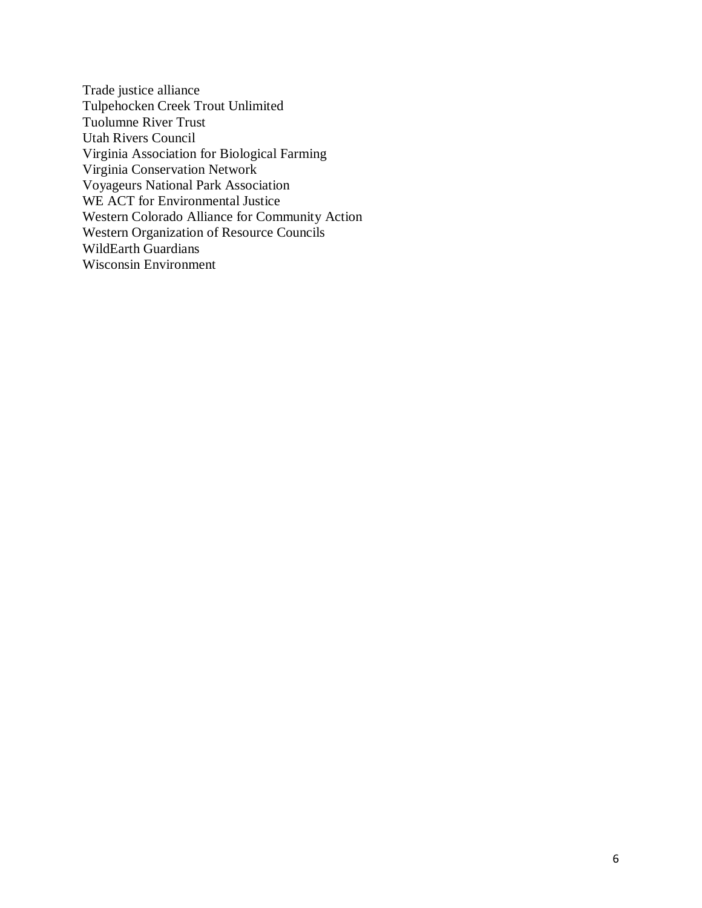Trade justice alliance
Tulpehocken Creek Trout Unlimited
Tuolumne River Trust
Utah Rivers Council
Virginia Association for Biological Farming
Virginia Conservation Network
Voyageurs National Park Association
WE ACT for Environmental Justice
Western Colorado Alliance for Community Action
Western Organization of Resource Councils
WildEarth Guardians
Wisconsin Environment